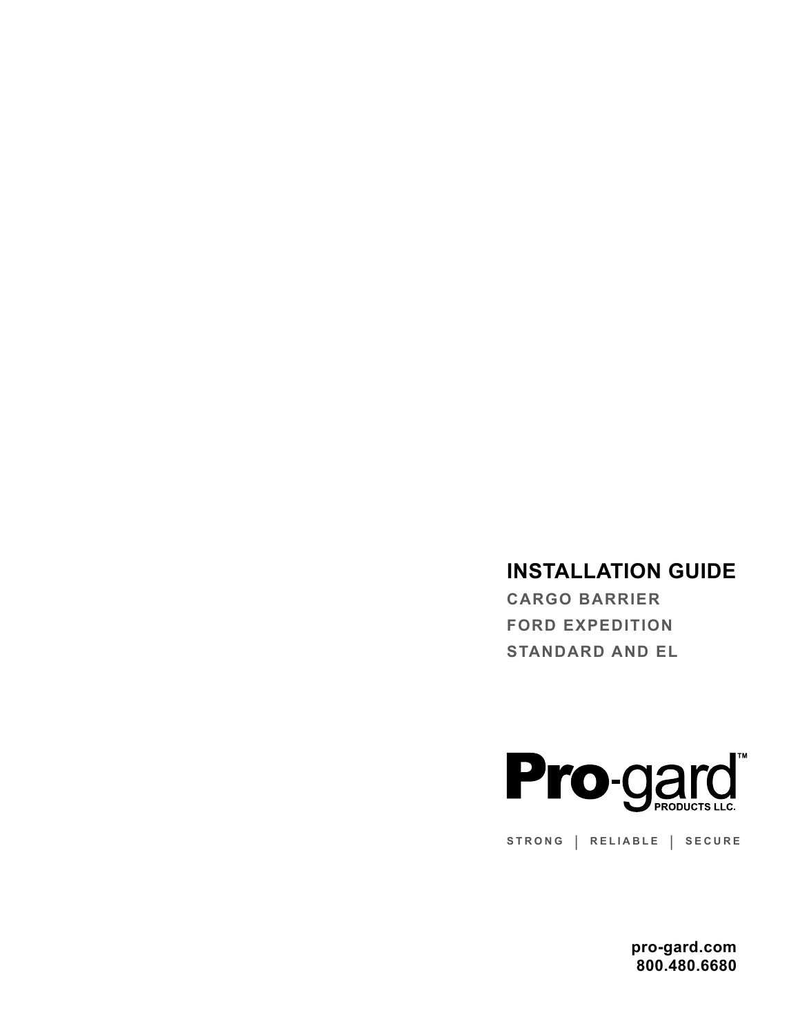# INSTALLATION GUIDE

## CARGO BARRIER
## FORD EXPEDITION
## STANDARD AND EL

**Pro-gard™**
PRODUCTS LLC.

STRONG | RELIABLE | SECURE

**pro-gard.com**
**800.480.6680**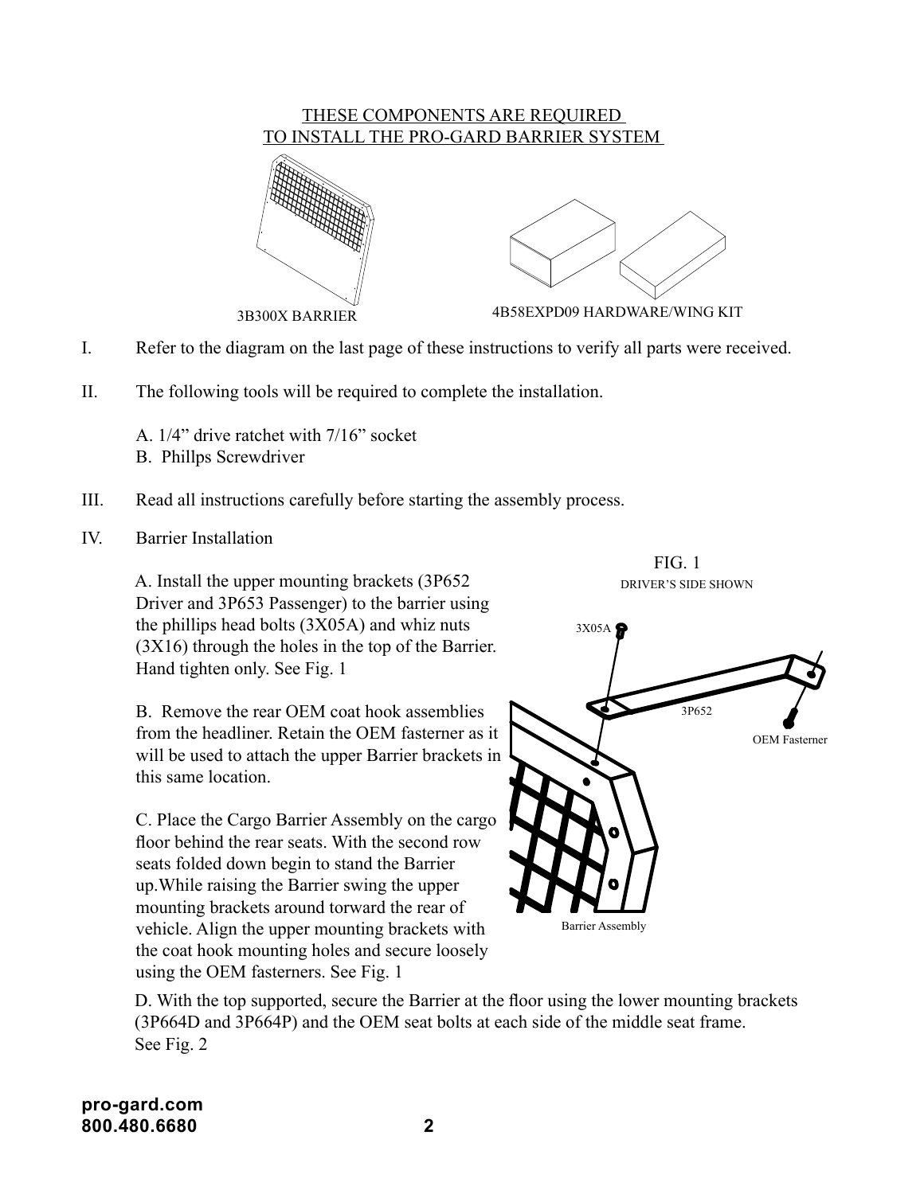THESE COMPONENTS ARE REQUIRED
TO INSTALL THE PRO-GARD BARRIER SYSTEM

3B300X BARRIER

4B58EXPD09 HARDWARE/WING KIT

I. Refer to the diagram on the last page of these instructions to verify all parts were received.

II. The following tools will be required to complete the installation.

A. 1/4” drive ratchet with 7/16” socket
B. Phillps Screwdriver

III. Read all instructions carefully before starting the assembly process.

IV. Barrier Installation

A. Install the upper mounting brackets (3P652 Driver and 3P653 Passenger) to the barrier using the phillips head bolts (3X05A) and whiz nuts (3X16) through the holes in the top of the Barrier. Hand tighten only. See Fig. 1

B. Remove the rear OEM coat hook assemblies from the headliner. Retain the OEM fastener as it will be used to attach the upper Barrier brackets in this same location.

C. Place the Cargo Barrier Assembly on the cargo floor behind the rear seats. With the second row seats folded down begin to stand the Barrier up.While raising the Barrier swing the upper mounting brackets around torward the rear of vehicle. Align the upper mounting brackets with the coat hook mounting holes and secure loosely using the OEM fasteners. See Fig. 1

FIG. 1
DRIVER’S SIDE SHOWN

3X05A
3P652
OEM Fasterner
Barrier Assembly

D. With the top supported, secure the Barrier at the floor using the lower mounting brackets (3P664D and 3P664P) and the OEM seat bolts at each side of the middle seat frame. See Fig. 2

pro-gard.com
800.480.6680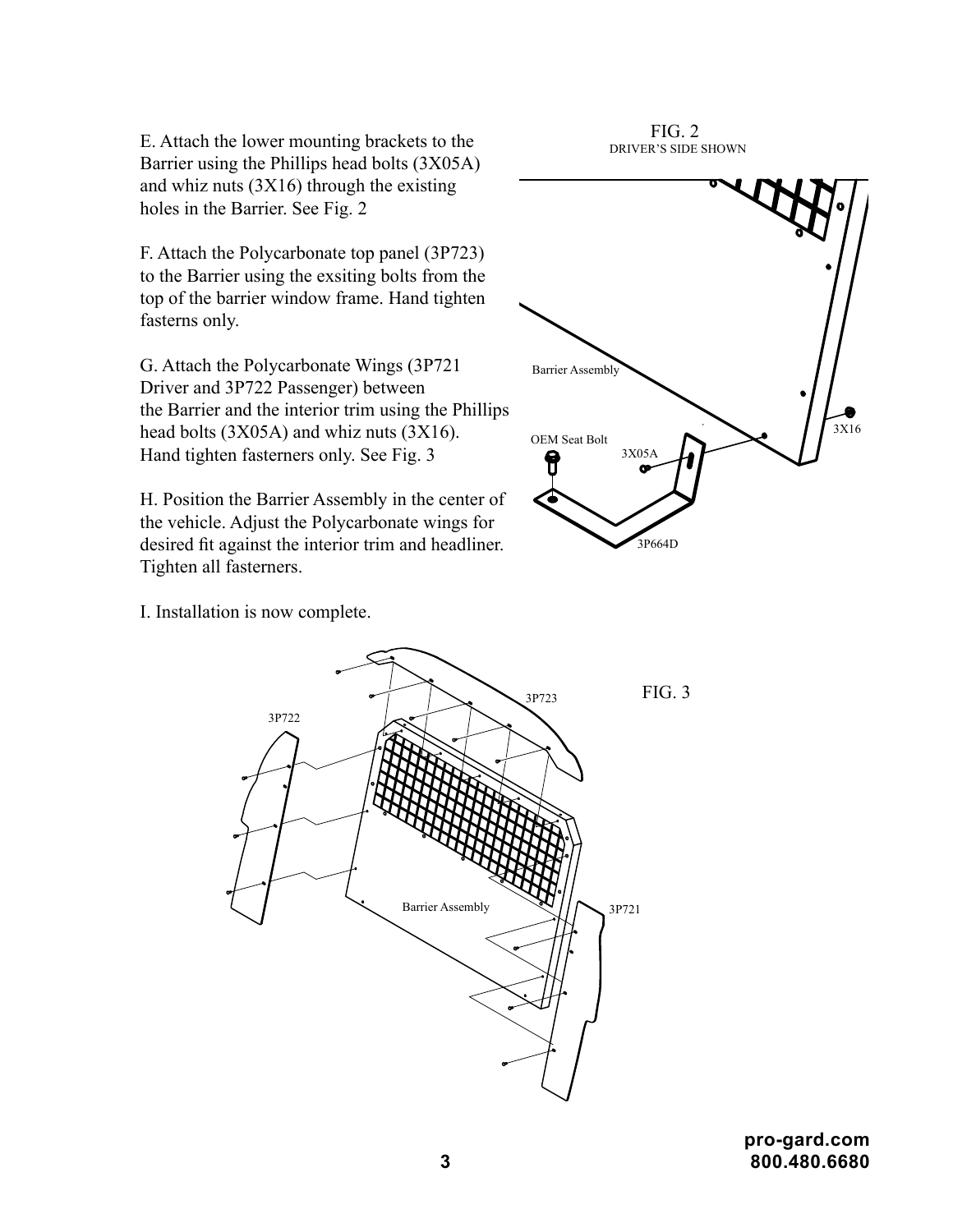E. Attach the lower mounting brackets to the Barrier using the Phillips head bolts (3X05A) and whiz nuts (3X16) through the existing holes in the Barrier. See Fig. 2

F. Attach the Polycarbonate top panel (3P723) to the Barrier using the exsiting bolts from the top of the barrier window frame. Hand tighten fasterns only.

G. Attach the Polycarbonate Wings (3P721 Driver and 3P722 Passenger) between the Barrier and the interior trim using the Phillips head bolts (3X05A) and whiz nuts (3X16). Hand tighten fasteners only. See Fig. 3

H. Position the Barrier Assembly in the center of the vehicle. Adjust the Polycarbonate wings for desired fit against the interior trim and headliner. Tighten all fasteners.

I. Installation is now complete.

FIG. 2
DRIVER'S SIDE SHOWN

Barrier Assembly
OEM Seat Bolt
3X05A
3X16
3P664D

FIG. 3

3P722
3P723
Barrier Assembly
3P721

pro-gard.com
800.480.6680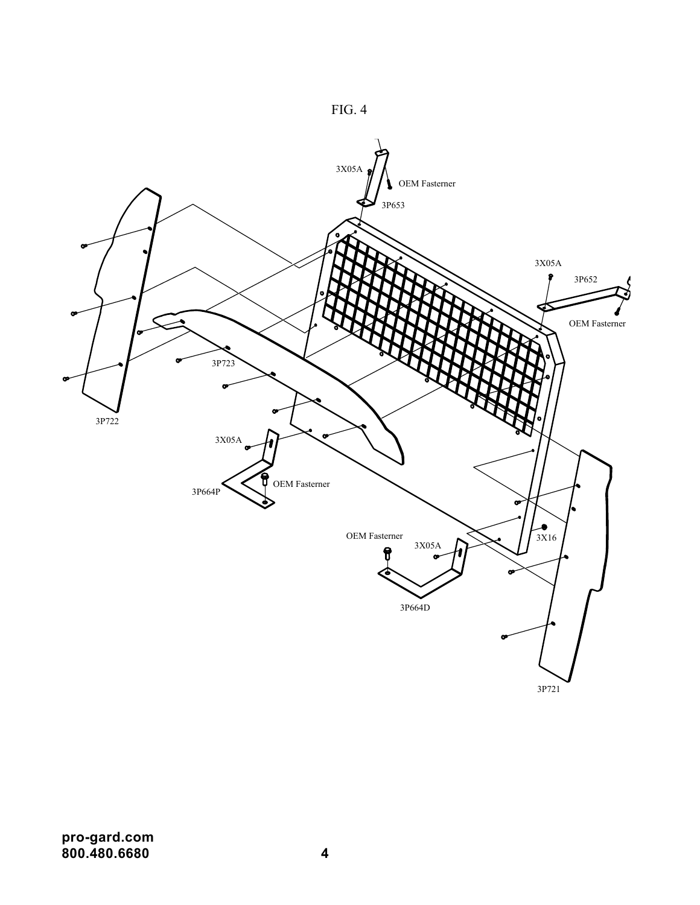FIG. 4

3X05A

OEM Fasterner

3P653

3X05A

3P652

OEM Fasterner

3P723

3P722

3X05A

OEM Fasterner

3P664P

OEM Fasterner

3X05A

3X16

3P664D

3P721

**pro-gard.com**
**800.480.6680**